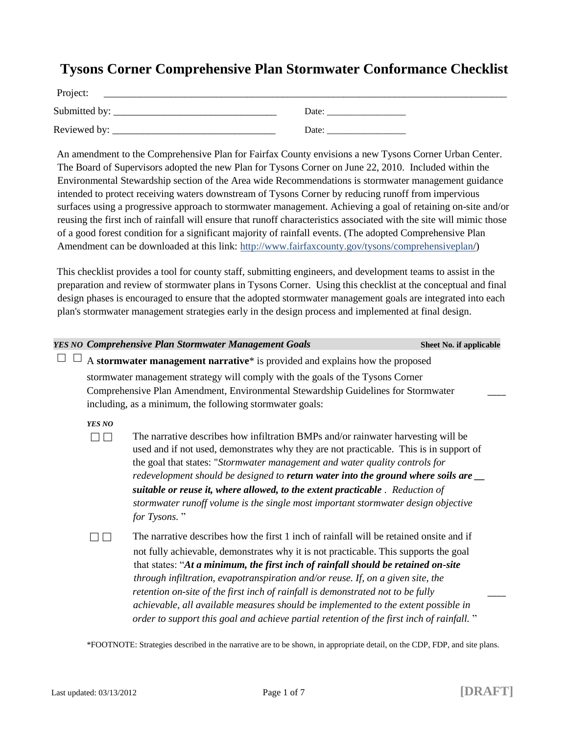# Tysons Corner Comprehensive Plan Stormwater Conformance Checklist

Project: ____________________________________________________________________________

Submitted by: ________________________________ Date: ________________

Reviewed by: ________________________________ Date: ________________

An amendment to the Comprehensive Plan for Fairfax County envisions a new Tysons Corner Urban Center. The Board of Supervisors adopted the new Plan for Tysons Corner on June 22, 2010. Included within the Environmental Stewardship section of the Area wide Recommendations is stormwater management guidance intended to protect receiving waters downstream of Tysons Corner by reducing runoff from impervious surfaces using a progressive approach to stormwater management. Achieving a goal of retaining on-site and/or reusing the first inch of rainfall will ensure that runoff characteristics associated with the site will mimic those of a good forest condition for a significant majority of rainfall events. (The adopted Comprehensive Plan Amendment can be downloaded at this link: [http://www.fairfaxcounty.gov/tysons/comprehensiveplan/](http://www.fairfaxcounty.gov/tysons/comprehensiveplan/))

This checklist provides a tool for county staff, submitting engineers, and development teams to assist in the preparation and review of stormwater plans in Tysons Corner. Using this checklist at the conceptual and final design phases is encouraged to ensure that the adopted stormwater management goals are integrated into each plan's stormwater management strategies early in the design process and implemented at final design.

| *YES* | *NO* | ***Comprehensive Plan Stormwater Management Goals*** | **Sheet No. if applicable** |
|---|---|---|---|
| ☐ | ☐ | A **stormwater management narrative*** is provided and explains how the proposed stormwater management strategy will comply with the goals of the Tysons Corner Comprehensive Plan Amendment, Environmental Stewardship Guidelines for Stormwater including, as a minimum, the following stormwater goals: | ____ |

| *YES* | *NO* | | |
|---|---|---|---|
| ☐ | ☐ | The narrative describes how infiltration BMPs and/or rainwater harvesting will be used and if not used, demonstrates why they are not practicable. This is in support of the goal that states: "*Stormwater management and water quality controls for redevelopment should be designed to* ***return water into the ground where soils are suitable or reuse it, where allowed, to the extent practicable*** *. Reduction of stormwater runoff volume is the single most important stormwater design objective for Tysons.* " | __ |
| ☐ | ☐ | The narrative describes how the first 1 inch of rainfall will be retained onsite and if not fully achievable, demonstrates why it is not practicable. This supports the goal that states: "***At a minimum, the first inch of rainfall should be retained on-site*** *through infiltration, evapotranspiration and/or reuse. If, on a given site, the retention on-site of the first inch of rainfall is demonstrated not to be fully achievable, all available measures should be implemented to the extent possible in order to support this goal and achieve partial retention of the first inch of rainfall.* " | ____ |

*FOOTNOTE: Strategies described in the narrative are to be shown, in appropriate detail, on the CDP, FDP, and site plans.

Last updated: 03/13/2012

**[DRAFT]**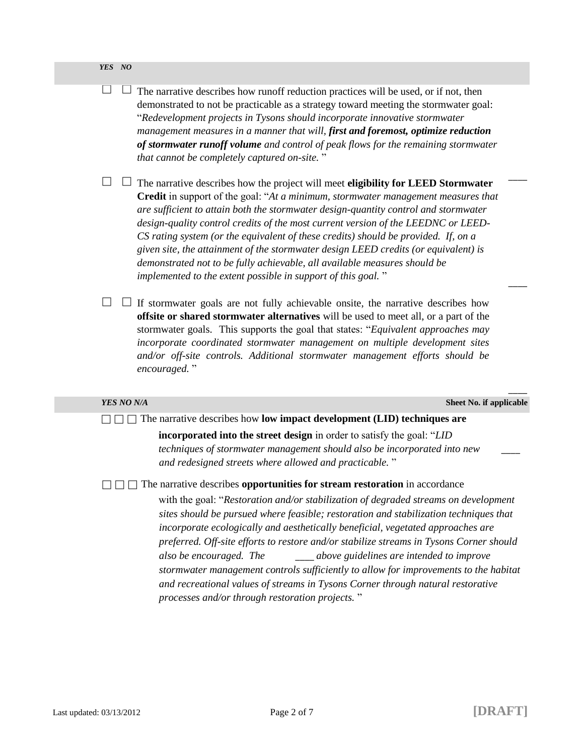| YES | NO | |
|---|---|---|
| ☐ | ☐ | The narrative describes how runoff reduction practices will be used, or if not, then demonstrated to not be practicable as a strategy toward meeting the stormwater goal: "*Redevelopment projects in Tysons should incorporate innovative stormwater management measures in a manner that will, **first and foremost, optimize reduction of stormwater runoff volume** and control of peak flows for the remaining stormwater that cannot be completely captured on-site.* " ____ |
| ☐ | ☐ | The narrative describes how the project will meet **eligibility for LEED Stormwater Credit** in support of the goal: "*At a minimum, stormwater management measures that are sufficient to attain both the stormwater design-quantity control and stormwater design-quality control credits of the most current version of the LEEDNC or LEED-CS rating system (or the equivalent of these credits) should be provided. If, on a given site, the attainment of the stormwater design LEED credits (or equivalent) is demonstrated not to be fully achievable, all available measures should be implemented to the extent possible in support of this goal.* " ____ |
| ☐ | ☐ | If stormwater goals are not fully achievable onsite, the narrative describes how **offsite or shared stormwater alternatives** will be used to meet all, or a part of the stormwater goals. This supports the goal that states: "*Equivalent approaches may incorporate coordinated stormwater management on multiple development sites and/or off-site controls. Additional stormwater management efforts should be encouraged.* " ____ |

| YES | NO | N/A | | Sheet No. if applicable |
|---|---|---|---|---|
| ☐ | ☐ | ☐ | The narrative describes how **low impact development (LID) techniques are incorporated into the street design** in order to satisfy the goal: "*LID techniques of stormwater management should also be incorporated into new and redesigned streets where allowed and practicable.* " | ____ |
| ☐ | ☐ | ☐ | The narrative describes **opportunities for stream restoration** in accordance with the goal: "*Restoration and/or stabilization of degraded streams on development sites should be pursued where feasible; restoration and stabilization techniques that incorporate ecologically and aesthetically beneficial, vegetated approaches are preferred. Off-site efforts to restore and/or stabilize streams in Tysons Corner should also be encouraged. The above guidelines are intended to improve stormwater management controls sufficiently to allow for improvements to the habitat and recreational values of streams in Tysons Corner through natural restorative processes and/or through restoration projects.* " | ____ |

Last updated: 03/13/2012

**[DRAFT]**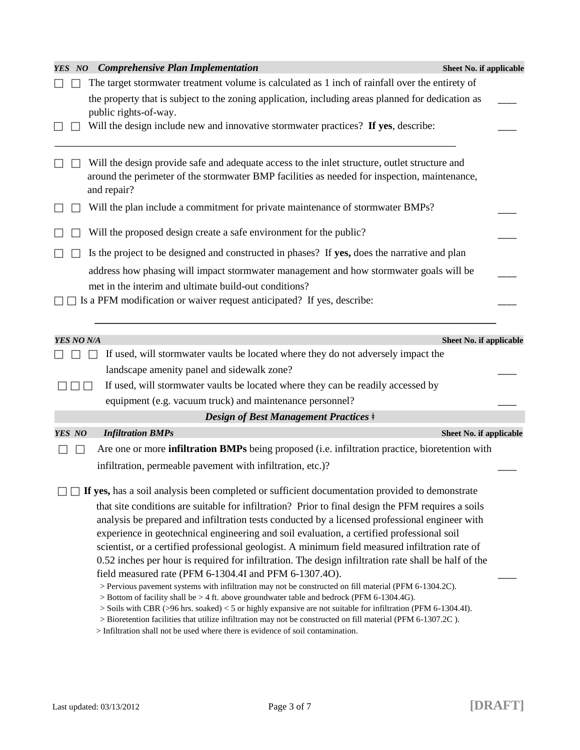| YES | NO | ***Comprehensive Plan Implementation*** | **Sheet No. if applicable** |
|---|---|---|---|
| ☐ | ☐ | The target stormwater treatment volume is calculated as 1 inch of rainfall over the entirety of the property that is subject to the zoning application, including areas planned for dedication as public rights-of-way. | ____ |
| ☐ | ☐ | Will the design include new and innovative stormwater practices? **If yes**, describe: ______________________________ | ____ |
| ☐ | ☐ | Will the design provide safe and adequate access to the inlet structure, outlet structure and around the perimeter of the stormwater BMP facilities as needed for inspection, maintenance, and repair? | |
| ☐ | ☐ | Will the plan include a commitment for private maintenance of stormwater BMPs? | ____ |
| ☐ | ☐ | Will the proposed design create a safe environment for the public? | ____ |
| ☐ | ☐ | Is the project to be designed and constructed in phases? If **yes,** does the narrative and plan address how phasing will impact stormwater management and how stormwater goals will be met in the interim and ultimate build-out conditions? | ____ |
| ☐ | ☐ | Is a PFM modification or waiver request anticipated? If yes, describe: ______________________________ | ____ |

| YES | NO | N/A | | **Sheet No. if applicable** |
|---|---|---|---|---|
| ☐ | ☐ | ☐ | If used, will stormwater vaults be located where they do not adversely impact the landscape amenity panel and sidewalk zone? | ____ |
| ☐ | ☐ | ☐ | If used, will stormwater vaults be located where they can be readily accessed by equipment (e.g. vacuum truck) and maintenance personnel? | ____ |

## *Design of Best Management Practices* ǂ

| YES | NO | ***Infiltration BMPs*** | **Sheet No. if applicable** |
|---|---|---|---|
| ☐ | ☐ | Are one or more **infiltration BMPs** being proposed (i.e. infiltration practice, bioretention with infiltration, permeable pavement with infiltration, etc.)? | ____ |
| ☐ | ☐ | **If yes,** has a soil analysis been completed or sufficient documentation provided to demonstrate that site conditions are suitable for infiltration? Prior to final design the PFM requires a soils analysis be prepared and infiltration tests conducted by a licensed professional engineer with experience in geotechnical engineering and soil evaluation, a certified professional soil scientist, or a certified professional geologist. A minimum field measured infiltration rate of 0.52 inches per hour is required for infiltration. The design infiltration rate shall be half of the field measured rate (PFM 6-1304.4I and PFM 6-1307.4O).<br>> Pervious pavement systems with infiltration may not be constructed on fill material (PFM 6-1304.2C).<br>> Bottom of facility shall be > 4 ft. above groundwater table and bedrock (PFM 6-1304.4G).<br>> Soils with CBR (>96 hrs. soaked) < 5 or highly expansive are not suitable for infiltration (PFM 6-1304.4I).<br>> Bioretention facilities that utilize infiltration may not be constructed on fill material (PFM 6-1307.2C ).<br>> Infiltration shall not be used where there is evidence of soil contamination. | ____ |

Last updated: 03/13/2012

**[DRAFT]**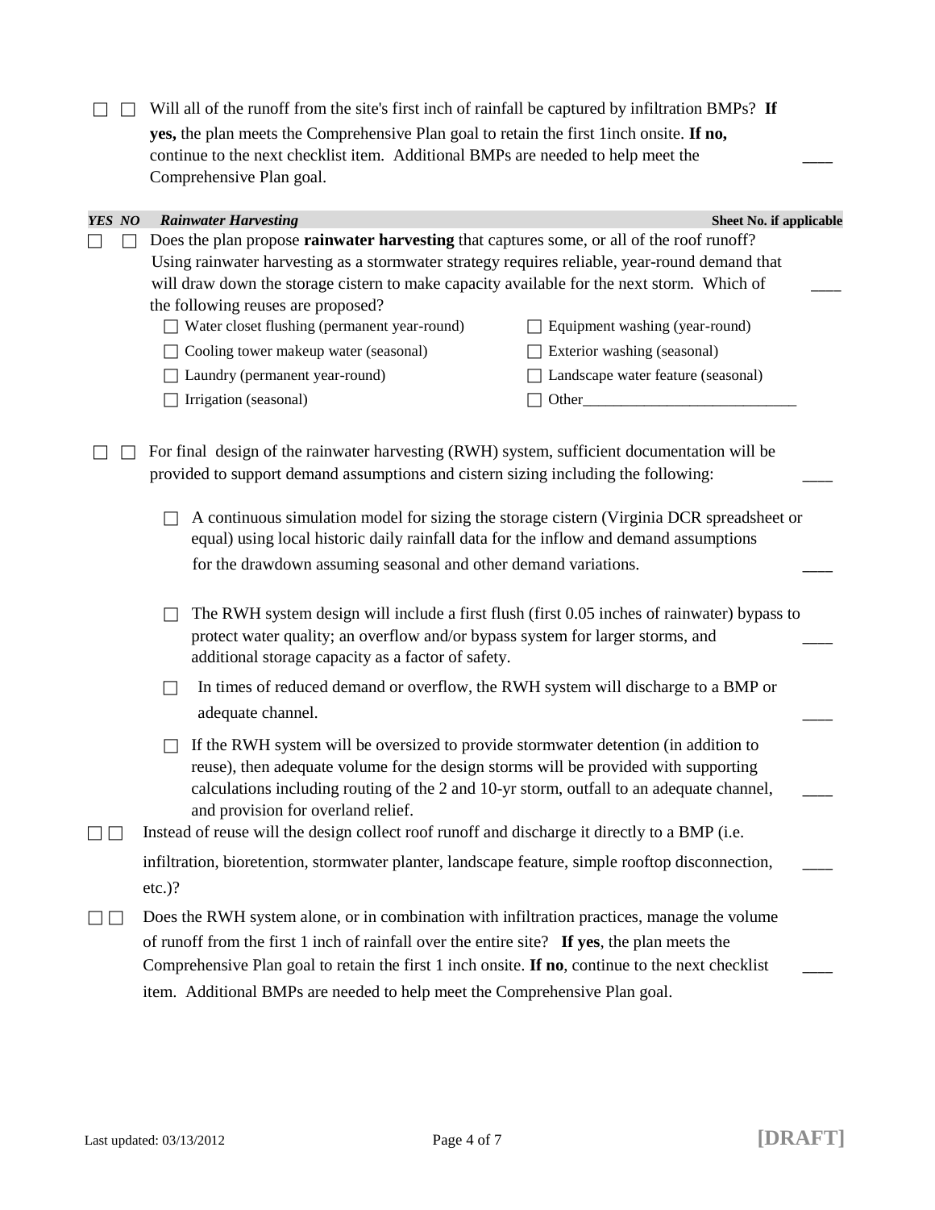☐ ☐ Will all of the runoff from the site's first inch of rainfall be captured by infiltration BMPs? **If yes,** the plan meets the Comprehensive Plan goal to retain the first 1inch onsite. **If no,** continue to the next checklist item. Additional BMPs are needed to help meet the Comprehensive Plan goal. ____

| *YES* | *NO* | *Rainwater Harvesting* | **Sheet No. if applicable** |
|---|---|---|---|

☐ ☐ Does the plan propose **rainwater harvesting** that captures some, or all of the roof runoff? Using rainwater harvesting as a stormwater strategy requires reliable, year-round demand that will draw down the storage cistern to make capacity available for the next storm. Which of the following reuses are proposed? ____

- ☐ Water closet flushing (permanent year-round)
- ☐ Cooling tower makeup water (seasonal)
- ☐ Laundry (permanent year-round)
- ☐ Irrigation (seasonal)
- ☐ Equipment washing (year-round)
- ☐ Exterior washing (seasonal)
- ☐ Landscape water feature (seasonal)
- ☐ Other____________________________

☐ ☐ For final design of the rainwater harvesting (RWH) system, sufficient documentation will be provided to support demand assumptions and cistern sizing including the following: ____

- ☐ A continuous simulation model for sizing the storage cistern (Virginia DCR spreadsheet or equal) using local historic daily rainfall data for the inflow and demand assumptions for the drawdown assuming seasonal and other demand variations. ____
- ☐ The RWH system design will include a first flush (first 0.05 inches of rainwater) bypass to protect water quality; an overflow and/or bypass system for larger storms, and additional storage capacity as a factor of safety. ____
- ☐ In times of reduced demand or overflow, the RWH system will discharge to a BMP or adequate channel. ____
- ☐ If the RWH system will be oversized to provide stormwater detention (in addition to reuse), then adequate volume for the design storms will be provided with supporting calculations including routing of the 2 and 10-yr storm, outfall to an adequate channel, and provision for overland relief. ____

☐ ☐ Instead of reuse will the design collect roof runoff and discharge it directly to a BMP (i.e. infiltration, bioretention, stormwater planter, landscape feature, simple rooftop disconnection, etc.)? ____

☐ ☐ Does the RWH system alone, or in combination with infiltration practices, manage the volume of runoff from the first 1 inch of rainfall over the entire site? **If yes**, the plan meets the Comprehensive Plan goal to retain the first 1 inch onsite. **If no**, continue to the next checklist item. Additional BMPs are needed to help meet the Comprehensive Plan goal. ____

Last updated: 03/13/2012 **[DRAFT]**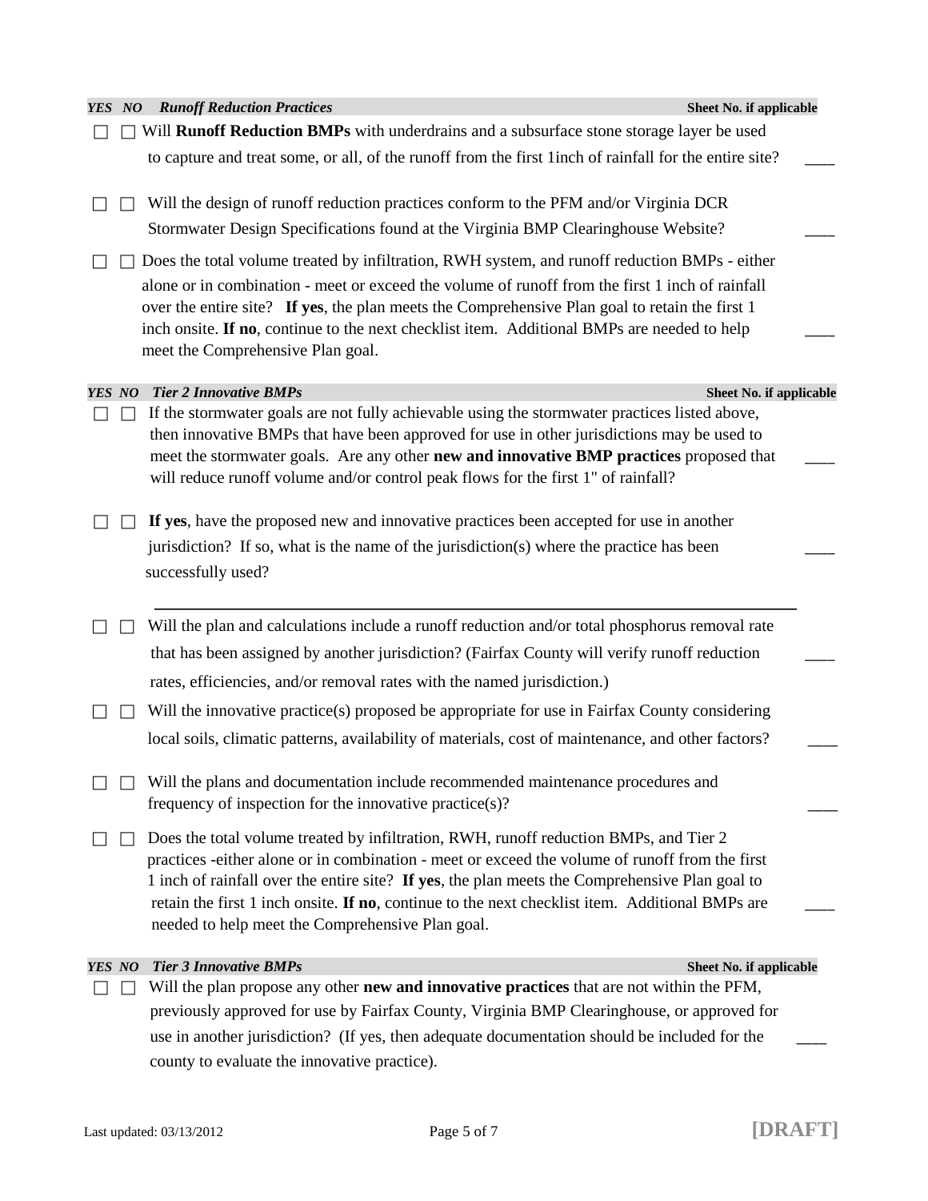| YES | NO | *Runoff Reduction Practices* | Sheet No. if applicable |
|---|---|---|---|
| ☐ | ☐ | Will **Runoff Reduction BMPs** with underdrains and a subsurface stone storage layer be used to capture and treat some, or all, of the runoff from the first 1inch of rainfall for the entire site? | ____ |
| ☐ | ☐ | Will the design of runoff reduction practices conform to the PFM and/or Virginia DCR Stormwater Design Specifications found at the Virginia BMP Clearinghouse Website? | ____ |
| ☐ | ☐ | Does the total volume treated by infiltration, RWH system, and runoff reduction BMPs - either alone or in combination - meet or exceed the volume of runoff from the first 1 inch of rainfall over the entire site? **If yes**, the plan meets the Comprehensive Plan goal to retain the first 1 inch onsite. **If no**, continue to the next checklist item. Additional BMPs are needed to help meet the Comprehensive Plan goal. | ____ |

| YES | NO | *Tier 2 Innovative BMPs* | Sheet No. if applicable |
|---|---|---|---|
| ☐ | ☐ | If the stormwater goals are not fully achievable using the stormwater practices listed above, then innovative BMPs that have been approved for use in other jurisdictions may be used to meet the stormwater goals. Are any other **new and innovative BMP practices** proposed that will reduce runoff volume and/or control peak flows for the first 1" of rainfall? | ____ |
| ☐ | ☐ | **If yes**, have the proposed new and innovative practices been accepted for use in another jurisdiction? If so, what is the name of the jurisdiction(s) where the practice has been successfully used? ______________________________ | ____ |
| ☐ | ☐ | Will the plan and calculations include a runoff reduction and/or total phosphorus removal rate that has been assigned by another jurisdiction? (Fairfax County will verify runoff reduction rates, efficiencies, and/or removal rates with the named jurisdiction.) | ____ |
| ☐ | ☐ | Will the innovative practice(s) proposed be appropriate for use in Fairfax County considering local soils, climatic patterns, availability of materials, cost of maintenance, and other factors? | ____ |
| ☐ | ☐ | Will the plans and documentation include recommended maintenance procedures and frequency of inspection for the innovative practice(s)? | ____ |
| ☐ | ☐ | Does the total volume treated by infiltration, RWH, runoff reduction BMPs, and Tier 2 practices -either alone or in combination - meet or exceed the volume of runoff from the first 1 inch of rainfall over the entire site? **If yes**, the plan meets the Comprehensive Plan goal to retain the first 1 inch onsite. **If no**, continue to the next checklist item. Additional BMPs are needed to help meet the Comprehensive Plan goal. | ____ |

| YES | NO | *Tier 3 Innovative BMPs* | Sheet No. if applicable |
|---|---|---|---|
| ☐ | ☐ | Will the plan propose any other **new and innovative practices** that are not within the PFM, previously approved for use by Fairfax County, Virginia BMP Clearinghouse, or approved for use in another jurisdiction? (If yes, then adequate documentation should be included for the county to evaluate the innovative practice). | ____ |

Last updated: 03/13/2012 **[DRAFT]**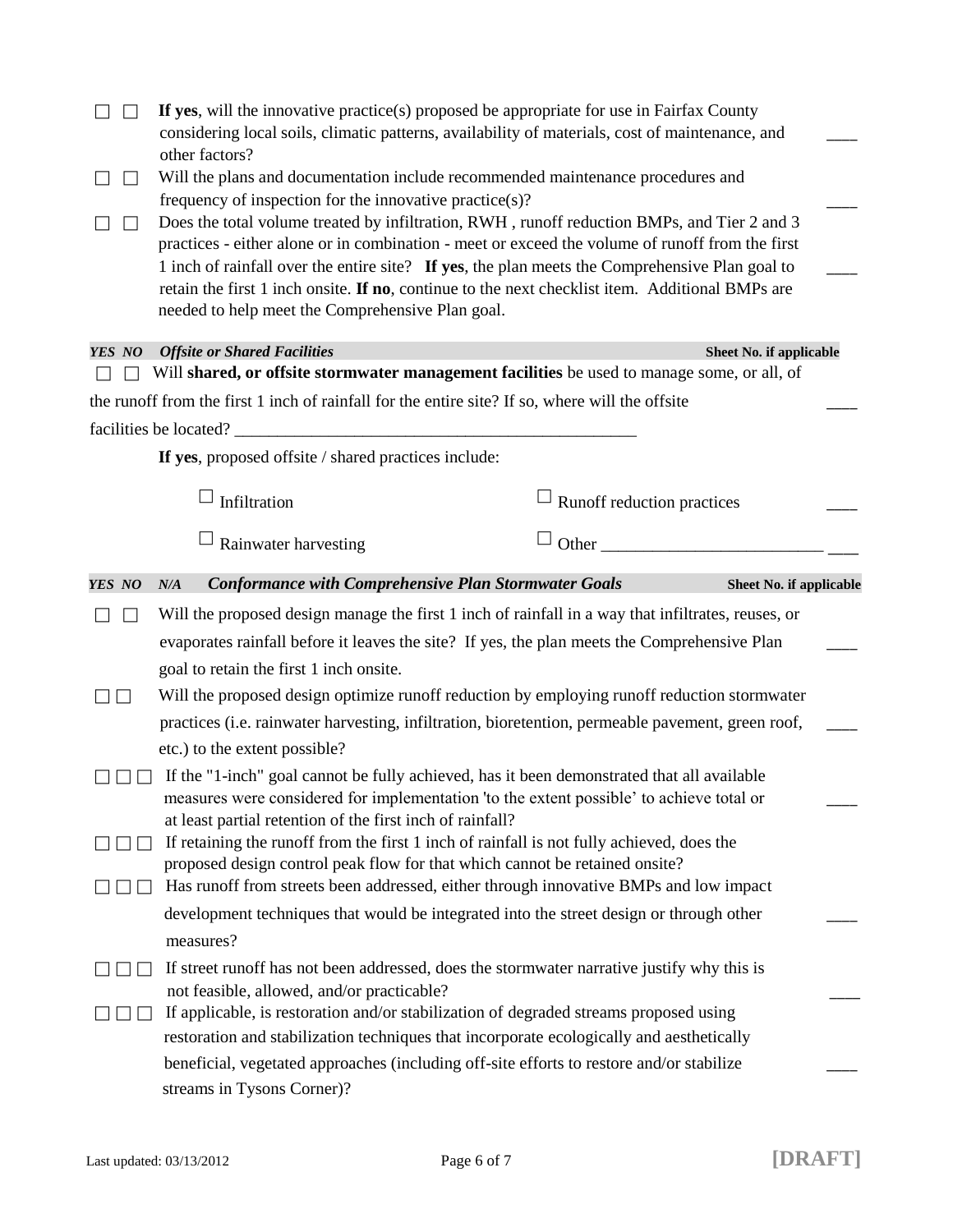| YES | NO | | Sheet No. if applicable |
|---|---|---|---|
| ☐ | ☐ | **If yes**, will the innovative practice(s) proposed be appropriate for use in Fairfax County considering local soils, climatic patterns, availability of materials, cost of maintenance, and other factors? | ____ |
| ☐ | ☐ | Will the plans and documentation include recommended maintenance procedures and frequency of inspection for the innovative practice(s)? | ____ |
| ☐ | ☐ | Does the total volume treated by infiltration, RWH , runoff reduction BMPs, and Tier 2 and 3 practices - either alone or in combination - meet or exceed the volume of runoff from the first 1 inch of rainfall over the entire site? **If yes**, the plan meets the Comprehensive Plan goal to retain the first 1 inch onsite. **If no**, continue to the next checklist item. Additional BMPs are needed to help meet the Comprehensive Plan goal. | ____ |

| YES | NO | *Offsite or Shared Facilities* | Sheet No. if applicable |
|---|---|---|---|
| ☐ | ☐ | Will **shared, or offsite stormwater management facilities** be used to manage some, or all, of the runoff from the first 1 inch of rainfall for the entire site? If so, where will the offsite facilities be located? ________________________________________________ | ____ |
| | | **If yes**, proposed offsite / shared practices include: | |
| | | ☐ Infiltration ☐ Runoff reduction practices | ____ |
| | | ☐ Rainwater harvesting ☐ Other __________________________ | ____ |

| YES | NO | N/A | *Conformance with Comprehensive Plan Stormwater Goals* | Sheet No. if applicable |
|---|---|---|---|---|
| ☐ | ☐ | | Will the proposed design manage the first 1 inch of rainfall in a way that infiltrates, reuses, or evaporates rainfall before it leaves the site? If yes, the plan meets the Comprehensive Plan goal to retain the first 1 inch onsite. | ____ |
| ☐ | ☐ | | Will the proposed design optimize runoff reduction by employing runoff reduction stormwater practices (i.e. rainwater harvesting, infiltration, bioretention, permeable pavement, green roof, etc.) to the extent possible? | ____ |
| ☐ | ☐ | ☐ | If the "1-inch" goal cannot be fully achieved, has it been demonstrated that all available measures were considered for implementation 'to the extent possible' to achieve total or at least partial retention of the first inch of rainfall? | ____ |
| ☐ | ☐ | ☐ | If retaining the runoff from the first 1 inch of rainfall is not fully achieved, does the proposed design control peak flow for that which cannot be retained onsite? | |
| ☐ | ☐ | ☐ | Has runoff from streets been addressed, either through innovative BMPs and low impact development techniques that would be integrated into the street design or through other measures? | ____ |
| ☐ | ☐ | ☐ | If street runoff has not been addressed, does the stormwater narrative justify why this is not feasible, allowed, and/or practicable? | ____ |
| ☐ | ☐ | ☐ | If applicable, is restoration and/or stabilization of degraded streams proposed using restoration and stabilization techniques that incorporate ecologically and aesthetically beneficial, vegetated approaches (including off-site efforts to restore and/or stabilize streams in Tysons Corner)? | ____ |

Last updated: 03/13/2012 **[DRAFT]**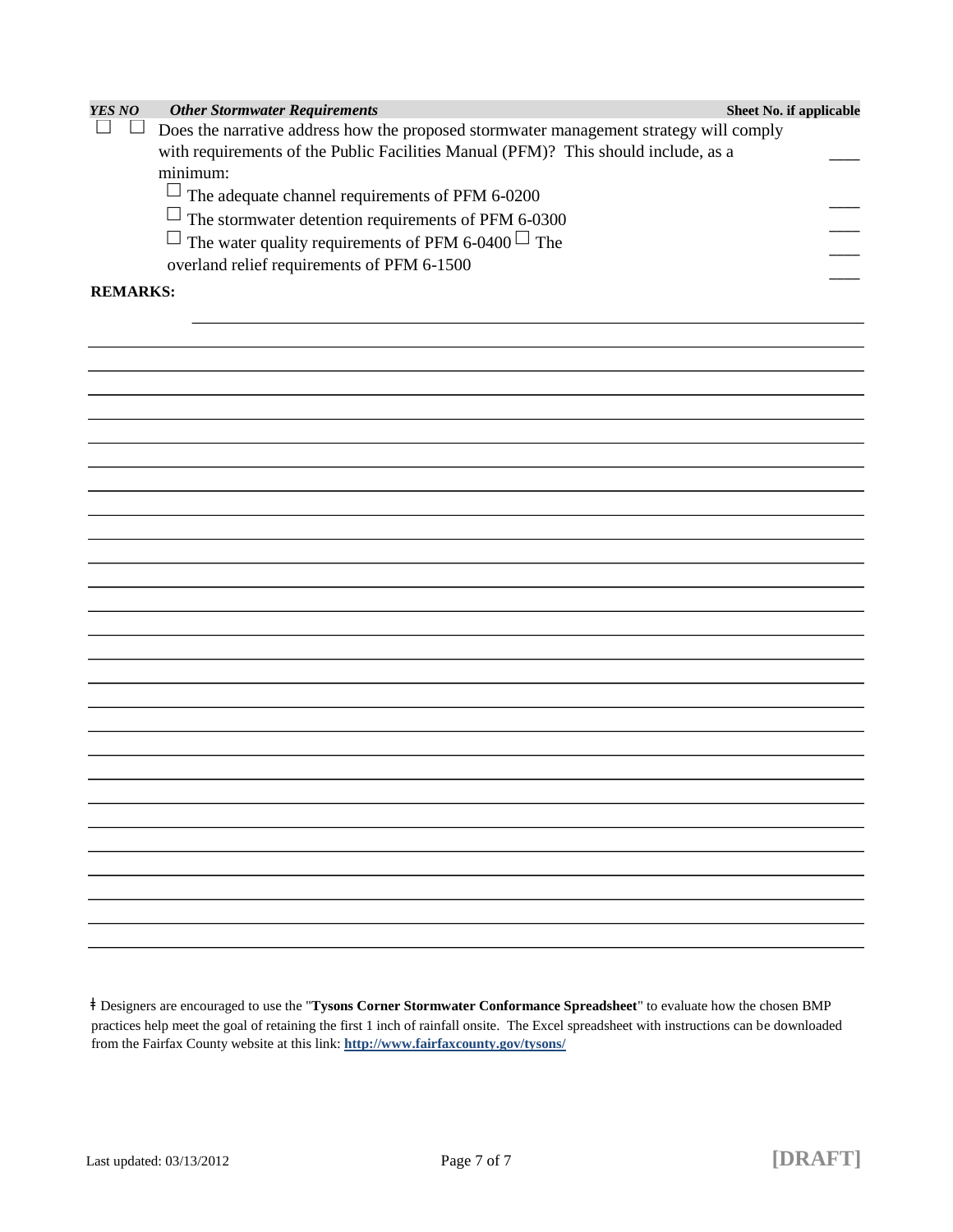| YES | NO | *Other Stormwater Requirements* | Sheet No. if applicable |
|---|---|---|---|
| ☐ | ☐ | Does the narrative address how the proposed stormwater management strategy will comply with requirements of the Public Facilities Manual (PFM)? This should include, as a minimum: | ____ |
| | | ☐ The adequate channel requirements of PFM 6-0200 | ____ |
| | | ☐ The stormwater detention requirements of PFM 6-0300 | ____ |
| | | ☐ The water quality requirements of PFM 6-0400 | ____ |
| | | ☐ The overland relief requirements of PFM 6-1500 | ____ |

**REMARKS:**

ǂ Designers are encouraged to use the "**Tysons Corner Stormwater Conformance Spreadsheet**" to evaluate how the chosen BMP practices help meet the goal of retaining the first 1 inch of rainfall onsite. The Excel spreadsheet with instructions can be downloaded from the Fairfax County website at this link: **http://www.fairfaxcounty.gov/tysons/**

Last updated: 03/13/2012

**[DRAFT]**